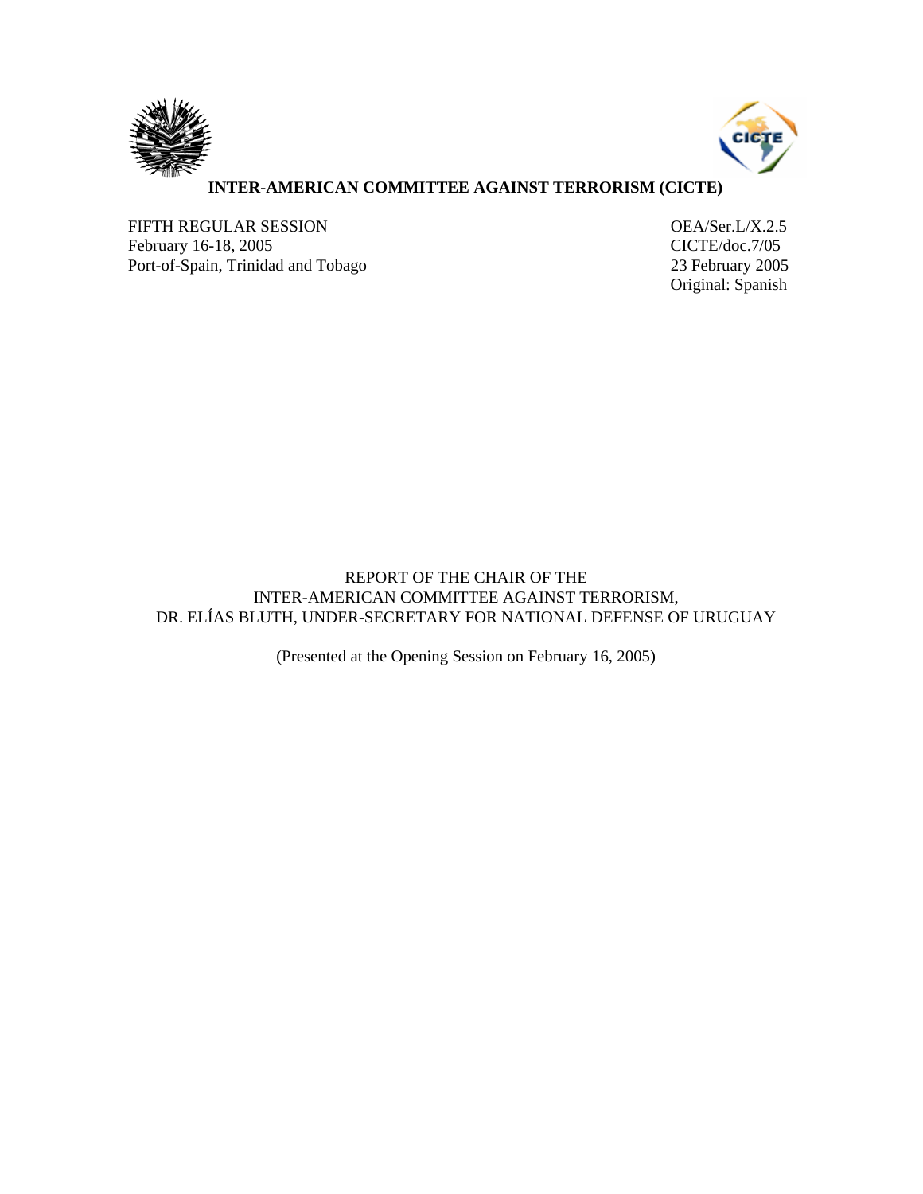**INTER-AMERICAN COMMITTEE AGAINST TERRORISM (CICTE)**

FIFTH REGULAR SESSION
February 16-18, 2005
Port-of-Spain, Trinidad and Tobago

OEA/Ser.L/X.2.5
CICTE/doc.7/05
23 February 2005
Original: Spanish

REPORT OF THE CHAIR OF THE
INTER-AMERICAN COMMITTEE AGAINST TERRORISM,
DR. ELÍAS BLUTH, UNDER-SECRETARY FOR NATIONAL DEFENSE OF URUGUAY

(Presented at the Opening Session on February 16, 2005)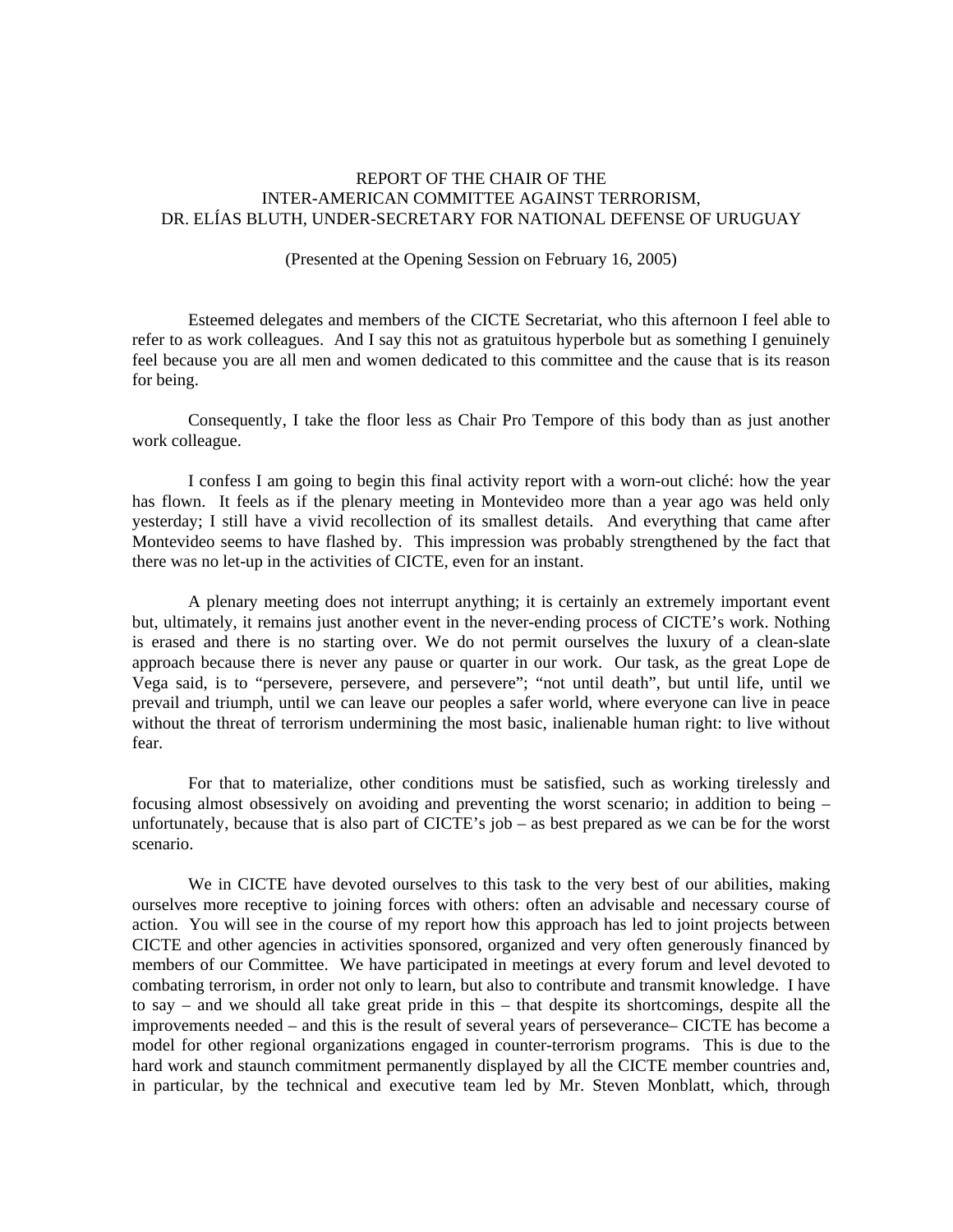REPORT OF THE CHAIR OF THE
INTER-AMERICAN COMMITTEE AGAINST TERRORISM,
DR. ELÍAS BLUTH, UNDER-SECRETARY FOR NATIONAL DEFENSE OF URUGUAY

(Presented at the Opening Session on February 16, 2005)

Esteemed delegates and members of the CICTE Secretariat, who this afternoon I feel able to refer to as work colleagues. And I say this not as gratuitous hyperbole but as something I genuinely feel because you are all men and women dedicated to this committee and the cause that is its reason for being.

Consequently, I take the floor less as Chair Pro Tempore of this body than as just another work colleague.

I confess I am going to begin this final activity report with a worn-out cliché: how the year has flown. It feels as if the plenary meeting in Montevideo more than a year ago was held only yesterday; I still have a vivid recollection of its smallest details. And everything that came after Montevideo seems to have flashed by. This impression was probably strengthened by the fact that there was no let-up in the activities of CICTE, even for an instant.

A plenary meeting does not interrupt anything; it is certainly an extremely important event but, ultimately, it remains just another event in the never-ending process of CICTE's work. Nothing is erased and there is no starting over. We do not permit ourselves the luxury of a clean-slate approach because there is never any pause or quarter in our work. Our task, as the great Lope de Vega said, is to "persevere, persevere, and persevere"; "not until death", but until life, until we prevail and triumph, until we can leave our peoples a safer world, where everyone can live in peace without the threat of terrorism undermining the most basic, inalienable human right: to live without fear.

For that to materialize, other conditions must be satisfied, such as working tirelessly and focusing almost obsessively on avoiding and preventing the worst scenario; in addition to being – unfortunately, because that is also part of CICTE's job – as best prepared as we can be for the worst scenario.

We in CICTE have devoted ourselves to this task to the very best of our abilities, making ourselves more receptive to joining forces with others: often an advisable and necessary course of action. You will see in the course of my report how this approach has led to joint projects between CICTE and other agencies in activities sponsored, organized and very often generously financed by members of our Committee. We have participated in meetings at every forum and level devoted to combating terrorism, in order not only to learn, but also to contribute and transmit knowledge. I have to say – and we should all take great pride in this – that despite its shortcomings, despite all the improvements needed – and this is the result of several years of perseverance– CICTE has become a model for other regional organizations engaged in counter-terrorism programs. This is due to the hard work and staunch commitment permanently displayed by all the CICTE member countries and, in particular, by the technical and executive team led by Mr. Steven Monblatt, which, through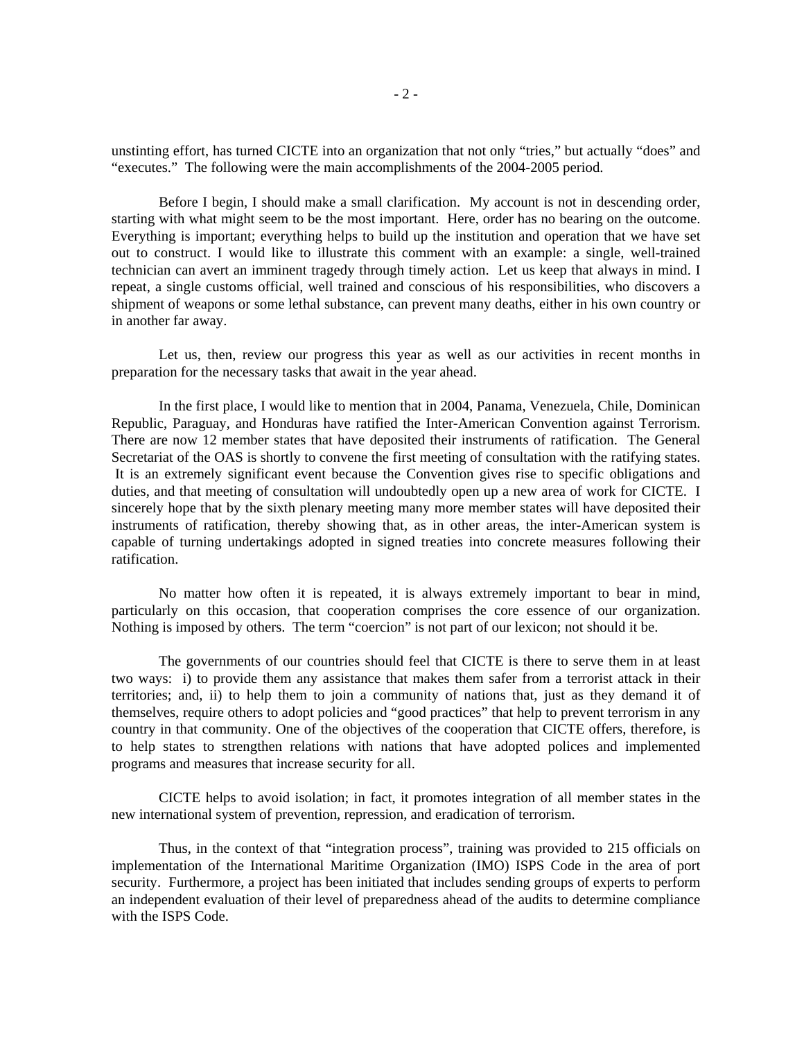unstinting effort, has turned CICTE into an organization that not only "tries," but actually "does" and "executes." The following were the main accomplishments of the 2004-2005 period.

Before I begin, I should make a small clarification. My account is not in descending order, starting with what might seem to be the most important. Here, order has no bearing on the outcome. Everything is important; everything helps to build up the institution and operation that we have set out to construct. I would like to illustrate this comment with an example: a single, well-trained technician can avert an imminent tragedy through timely action. Let us keep that always in mind. I repeat, a single customs official, well trained and conscious of his responsibilities, who discovers a shipment of weapons or some lethal substance, can prevent many deaths, either in his own country or in another far away.

Let us, then, review our progress this year as well as our activities in recent months in preparation for the necessary tasks that await in the year ahead.

In the first place, I would like to mention that in 2004, Panama, Venezuela, Chile, Dominican Republic, Paraguay, and Honduras have ratified the Inter-American Convention against Terrorism. There are now 12 member states that have deposited their instruments of ratification. The General Secretariat of the OAS is shortly to convene the first meeting of consultation with the ratifying states. It is an extremely significant event because the Convention gives rise to specific obligations and duties, and that meeting of consultation will undoubtedly open up a new area of work for CICTE. I sincerely hope that by the sixth plenary meeting many more member states will have deposited their instruments of ratification, thereby showing that, as in other areas, the inter-American system is capable of turning undertakings adopted in signed treaties into concrete measures following their ratification.

No matter how often it is repeated, it is always extremely important to bear in mind, particularly on this occasion, that cooperation comprises the core essence of our organization. Nothing is imposed by others. The term "coercion" is not part of our lexicon; not should it be.

The governments of our countries should feel that CICTE is there to serve them in at least two ways: i) to provide them any assistance that makes them safer from a terrorist attack in their territories; and, ii) to help them to join a community of nations that, just as they demand it of themselves, require others to adopt policies and "good practices" that help to prevent terrorism in any country in that community. One of the objectives of the cooperation that CICTE offers, therefore, is to help states to strengthen relations with nations that have adopted polices and implemented programs and measures that increase security for all.

CICTE helps to avoid isolation; in fact, it promotes integration of all member states in the new international system of prevention, repression, and eradication of terrorism.

Thus, in the context of that "integration process", training was provided to 215 officials on implementation of the International Maritime Organization (IMO) ISPS Code in the area of port security. Furthermore, a project has been initiated that includes sending groups of experts to perform an independent evaluation of their level of preparedness ahead of the audits to determine compliance with the ISPS Code.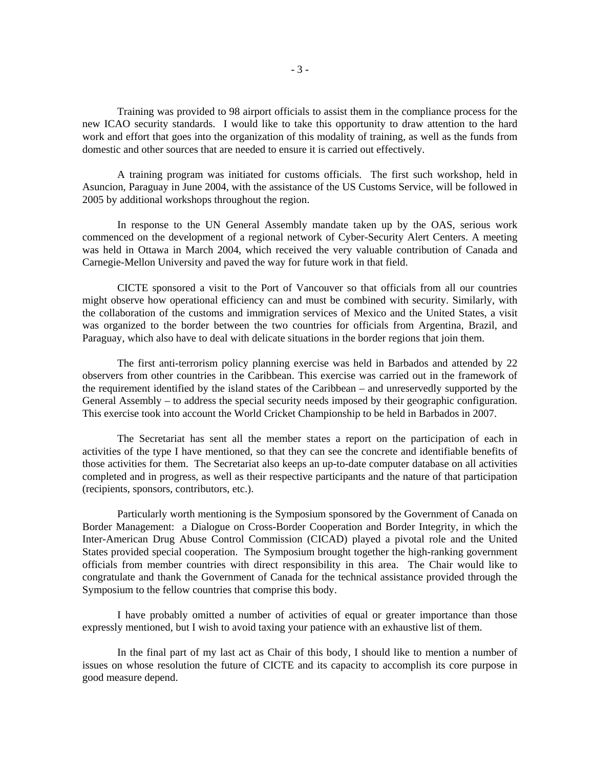Training was provided to 98 airport officials to assist them in the compliance process for the new ICAO security standards. I would like to take this opportunity to draw attention to the hard work and effort that goes into the organization of this modality of training, as well as the funds from domestic and other sources that are needed to ensure it is carried out effectively.

A training program was initiated for customs officials. The first such workshop, held in Asuncion, Paraguay in June 2004, with the assistance of the US Customs Service, will be followed in 2005 by additional workshops throughout the region.

In response to the UN General Assembly mandate taken up by the OAS, serious work commenced on the development of a regional network of Cyber-Security Alert Centers. A meeting was held in Ottawa in March 2004, which received the very valuable contribution of Canada and Carnegie-Mellon University and paved the way for future work in that field.

CICTE sponsored a visit to the Port of Vancouver so that officials from all our countries might observe how operational efficiency can and must be combined with security. Similarly, with the collaboration of the customs and immigration services of Mexico and the United States, a visit was organized to the border between the two countries for officials from Argentina, Brazil, and Paraguay, which also have to deal with delicate situations in the border regions that join them.

The first anti-terrorism policy planning exercise was held in Barbados and attended by 22 observers from other countries in the Caribbean. This exercise was carried out in the framework of the requirement identified by the island states of the Caribbean – and unreservedly supported by the General Assembly – to address the special security needs imposed by their geographic configuration. This exercise took into account the World Cricket Championship to be held in Barbados in 2007.

The Secretariat has sent all the member states a report on the participation of each in activities of the type I have mentioned, so that they can see the concrete and identifiable benefits of those activities for them. The Secretariat also keeps an up-to-date computer database on all activities completed and in progress, as well as their respective participants and the nature of that participation (recipients, sponsors, contributors, etc.).

Particularly worth mentioning is the Symposium sponsored by the Government of Canada on Border Management: a Dialogue on Cross-Border Cooperation and Border Integrity, in which the Inter-American Drug Abuse Control Commission (CICAD) played a pivotal role and the United States provided special cooperation. The Symposium brought together the high-ranking government officials from member countries with direct responsibility in this area. The Chair would like to congratulate and thank the Government of Canada for the technical assistance provided through the Symposium to the fellow countries that comprise this body.

I have probably omitted a number of activities of equal or greater importance than those expressly mentioned, but I wish to avoid taxing your patience with an exhaustive list of them.

In the final part of my last act as Chair of this body, I should like to mention a number of issues on whose resolution the future of CICTE and its capacity to accomplish its core purpose in good measure depend.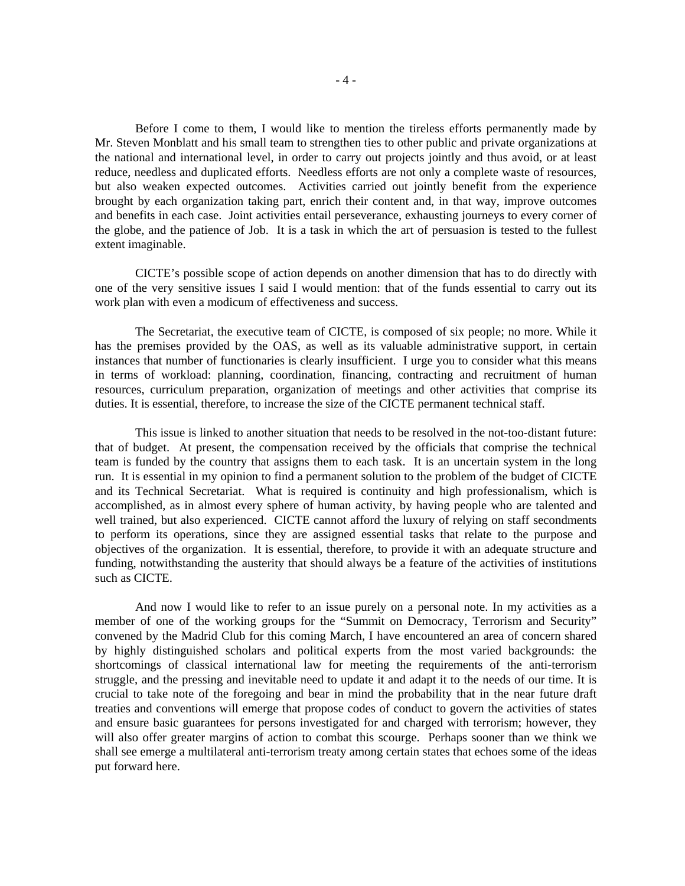Before I come to them, I would like to mention the tireless efforts permanently made by Mr. Steven Monblatt and his small team to strengthen ties to other public and private organizations at the national and international level, in order to carry out projects jointly and thus avoid, or at least reduce, needless and duplicated efforts. Needless efforts are not only a complete waste of resources, but also weaken expected outcomes. Activities carried out jointly benefit from the experience brought by each organization taking part, enrich their content and, in that way, improve outcomes and benefits in each case. Joint activities entail perseverance, exhausting journeys to every corner of the globe, and the patience of Job. It is a task in which the art of persuasion is tested to the fullest extent imaginable.

CICTE's possible scope of action depends on another dimension that has to do directly with one of the very sensitive issues I said I would mention: that of the funds essential to carry out its work plan with even a modicum of effectiveness and success.

The Secretariat, the executive team of CICTE, is composed of six people; no more. While it has the premises provided by the OAS, as well as its valuable administrative support, in certain instances that number of functionaries is clearly insufficient. I urge you to consider what this means in terms of workload: planning, coordination, financing, contracting and recruitment of human resources, curriculum preparation, organization of meetings and other activities that comprise its duties. It is essential, therefore, to increase the size of the CICTE permanent technical staff.

This issue is linked to another situation that needs to be resolved in the not-too-distant future: that of budget. At present, the compensation received by the officials that comprise the technical team is funded by the country that assigns them to each task. It is an uncertain system in the long run. It is essential in my opinion to find a permanent solution to the problem of the budget of CICTE and its Technical Secretariat. What is required is continuity and high professionalism, which is accomplished, as in almost every sphere of human activity, by having people who are talented and well trained, but also experienced. CICTE cannot afford the luxury of relying on staff secondments to perform its operations, since they are assigned essential tasks that relate to the purpose and objectives of the organization. It is essential, therefore, to provide it with an adequate structure and funding, notwithstanding the austerity that should always be a feature of the activities of institutions such as CICTE.

And now I would like to refer to an issue purely on a personal note. In my activities as a member of one of the working groups for the "Summit on Democracy, Terrorism and Security" convened by the Madrid Club for this coming March, I have encountered an area of concern shared by highly distinguished scholars and political experts from the most varied backgrounds: the shortcomings of classical international law for meeting the requirements of the anti-terrorism struggle, and the pressing and inevitable need to update it and adapt it to the needs of our time. It is crucial to take note of the foregoing and bear in mind the probability that in the near future draft treaties and conventions will emerge that propose codes of conduct to govern the activities of states and ensure basic guarantees for persons investigated for and charged with terrorism; however, they will also offer greater margins of action to combat this scourge. Perhaps sooner than we think we shall see emerge a multilateral anti-terrorism treaty among certain states that echoes some of the ideas put forward here.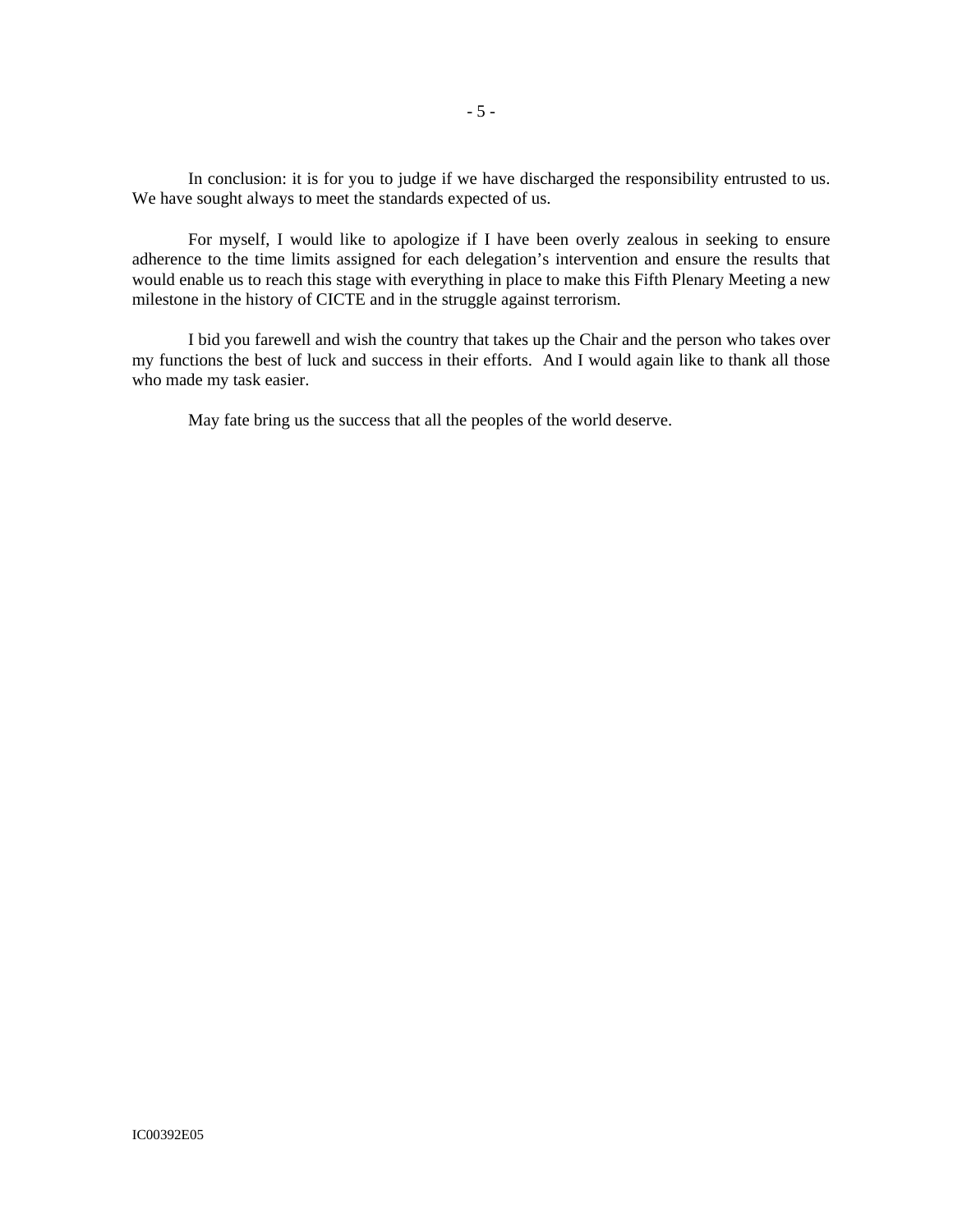In conclusion: it is for you to judge if we have discharged the responsibility entrusted to us. We have sought always to meet the standards expected of us.

For myself, I would like to apologize if I have been overly zealous in seeking to ensure adherence to the time limits assigned for each delegation's intervention and ensure the results that would enable us to reach this stage with everything in place to make this Fifth Plenary Meeting a new milestone in the history of CICTE and in the struggle against terrorism.

I bid you farewell and wish the country that takes up the Chair and the person who takes over my functions the best of luck and success in their efforts. And I would again like to thank all those who made my task easier.

May fate bring us the success that all the peoples of the world deserve.